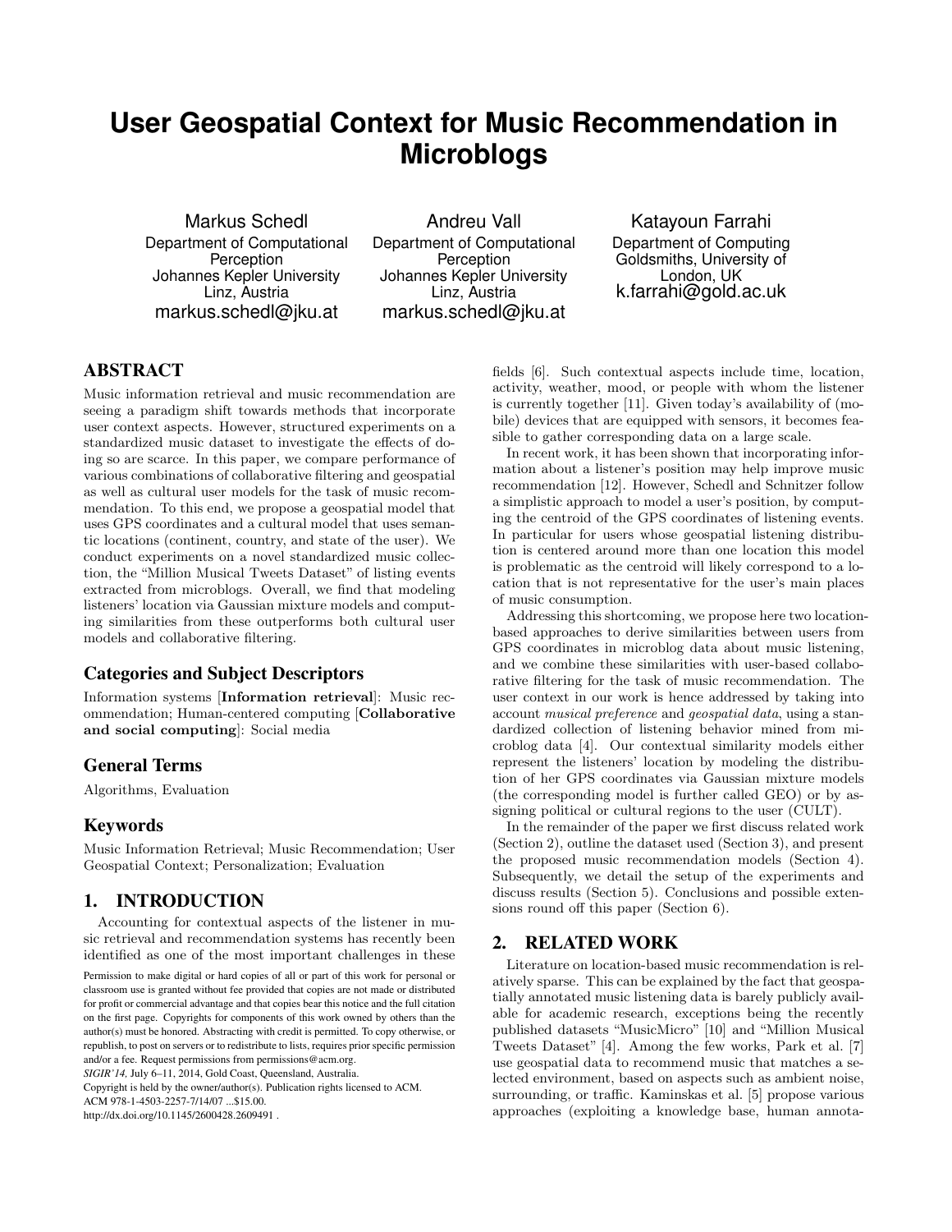# User Geospatial Context for Music Recommendation in Microblogs

Markus Schedl
Department of Computational Perception
Johannes Kepler University
Linz, Austria
markus.schedl@jku.at

Andreu Vall
Department of Computational Perception
Johannes Kepler University
Linz, Austria
markus.schedl@jku.at

Katayoun Farrahi
Department of Computing
Goldsmiths, University of London, UK
k.farrahi@gold.ac.uk

## ABSTRACT

Music information retrieval and music recommendation are seeing a paradigm shift towards methods that incorporate user context aspects. However, structured experiments on a standardized music dataset to investigate the effects of doing so are scarce. In this paper, we compare performance of various combinations of collaborative filtering and geospatial as well as cultural user models for the task of music recommendation. To this end, we propose a geospatial model that uses GPS coordinates and a cultural model that uses semantic locations (continent, country, and state of the user). We conduct experiments on a novel standardized music collection, the "Million Musical Tweets Dataset" of listing events extracted from microblogs. Overall, we find that modeling listeners' location via Gaussian mixture models and computing similarities from these outperforms both cultural user models and collaborative filtering.

## Categories and Subject Descriptors

Information systems [**Information retrieval**]: Music recommendation; Human-centered computing [**Collaborative and social computing**]: Social media

## General Terms

Algorithms, Evaluation

## Keywords

Music Information Retrieval; Music Recommendation; User Geospatial Context; Personalization; Evaluation

## 1. INTRODUCTION

Accounting for contextual aspects of the listener in music retrieval and recommendation systems has recently been identified as one of the most important challenges in these fields [6]. Such contextual aspects include time, location, activity, weather, mood, or people with whom the listener is currently together [11]. Given today's availability of (mobile) devices that are equipped with sensors, it becomes feasible to gather corresponding data on a large scale.

In recent work, it has been shown that incorporating information about a listener's position may help improve music recommendation [12]. However, Schedl and Schnitzer follow a simplistic approach to model a user's position, by computing the centroid of the GPS coordinates of listening events. In particular for users whose geospatial listening distribution is centered around more than one location this model is problematic as the centroid will likely correspond to a location that is not representative for the user's main places of music consumption.

Addressing this shortcoming, we propose here two location-based approaches to derive similarities between users from GPS coordinates in microblog data about music listening, and we combine these similarities with user-based collaborative filtering for the task of music recommendation. The user context in our work is hence addressed by taking into account *musical preference* and *geospatial data*, using a standardized collection of listening behavior mined from microblog data [4]. Our contextual similarity models either represent the listeners' location by modeling the distribution of her GPS coordinates via Gaussian mixture models (the corresponding model is further called GEO) or by assigning political or cultural regions to the user (CULT).

In the remainder of the paper we first discuss related work (Section 2), outline the dataset used (Section 3), and present the proposed music recommendation models (Section 4). Subsequently, we detail the setup of the experiments and discuss results (Section 5). Conclusions and possible extensions round off this paper (Section 6).

## 2. RELATED WORK

Literature on location-based music recommendation is relatively sparse. This can be explained by the fact that geospatially annotated music listening data is barely publicly available for academic research, exceptions being the recently published datasets "MusicMicro" [10] and "Million Musical Tweets Dataset" [4]. Among the few works, Park et al. [7] use geospatial data to recommend music that matches a selected environment, based on aspects such as ambient noise, surrounding, or traffic. Kaminskas et al. [5] propose various approaches (exploiting a knowledge base, human annota-

Permission to make digital or hard copies of all or part of this work for personal or classroom use is granted without fee provided that copies are not made or distributed for profit or commercial advantage and that copies bear this notice and the full citation on the first page. Copyrights for components of this work owned by others than the author(s) must be honored. Abstracting with credit is permitted. To copy otherwise, or republish, to post on servers or to redistribute to lists, requires prior specific permission and/or a fee. Request permissions from permissions@acm.org.
*SIGIR'14,* July 6–11, 2014, Gold Coast, Queensland, Australia.
Copyright is held by the owner/author(s). Publication rights licensed to ACM.
ACM 978-1-4503-2257-7/14/07 ...$15.00.
http://dx.doi.org/10.1145/2600428.2609491 .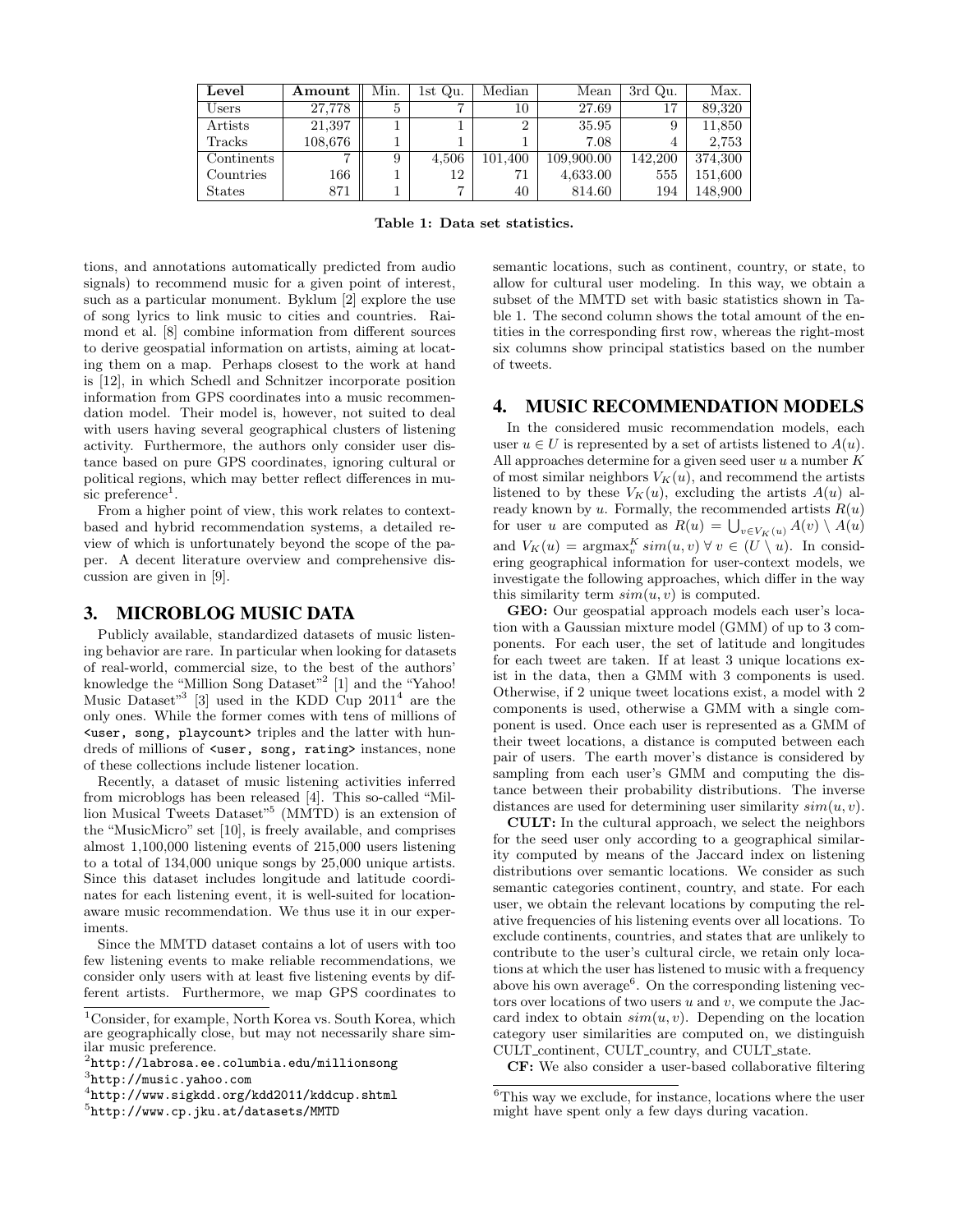| Level | Amount | Min. | 1st Qu. | Median | Mean | 3rd Qu. | Max. |
|---|---|---|---|---|---|---|---|
| Users | 27,778 | 5 | 7 | 10 | 27.69 | 17 | 89,320 |
| Artists | 21,397 | 1 | 1 | 2 | 35.95 | 9 | 11,850 |
| Tracks | 108,676 | 1 | 1 | 1 | 7.08 | 4 | 2,753 |
| Continents | 7 | 9 | 4,506 | 101,400 | 109,900.00 | 142,200 | 374,300 |
| Countries | 166 | 1 | 12 | 71 | 4,633.00 | 555 | 151,600 |
| States | 871 | 1 | 7 | 40 | 814.60 | 194 | 148,900 |

**Table 1: Data set statistics.**

tions, and annotations automatically predicted from audio signals) to recommend music for a given point of interest, such as a particular monument. Byklum [2] explore the use of song lyrics to link music to cities and countries. Raimond et al. [8] combine information from different sources to derive geospatial information on artists, aiming at locating them on a map. Perhaps closest to the work at hand is [12], in which Schedl and Schnitzer incorporate position information from GPS coordinates into a music recommendation model. Their model is, however, not suited to deal with users having several geographical clusters of listening activity. Furthermore, the authors only consider user distance based on pure GPS coordinates, ignoring cultural or political regions, which may better reflect differences in music preference[1].

From a higher point of view, this work relates to context-based and hybrid recommendation systems, a detailed review of which is unfortunately beyond the scope of the paper. A decent literature overview and comprehensive discussion are given in [9].

## 3. MICROBLOG MUSIC DATA

Publicly available, standardized datasets of music listening behavior are rare. In particular when looking for datasets of real-world, commercial size, to the best of the authors' knowledge the "Million Song Dataset"[2] [1] and the "Yahoo! Music Dataset"[3] [3] used in the KDD Cup 2011[4] are the only ones. While the former comes with tens of millions of `<user, song, playcount>` triples and the latter with hundreds of millions of `<user, song, rating>` instances, none of these collections include listener location.

Recently, a dataset of music listening activities inferred from microblogs has been released [4]. This so-called "Million Musical Tweets Dataset"[5] (MMTD) is an extension of the "MusicMicro" set [10], is freely available, and comprises almost 1,100,000 listening events of 215,000 users listening to a total of 134,000 unique songs by 25,000 unique artists. Since this dataset includes longitude and latitude coordinates for each listening event, it is well-suited for location-aware music recommendation. We thus use it in our experiments.

Since the MMTD dataset contains a lot of users with too few listening events to make reliable recommendations, we consider only users with at least five listening events by different artists. Furthermore, we map GPS coordinates to semantic locations, such as continent, country, or state, to allow for cultural user modeling. In this way, we obtain a subset of the MMTD set with basic statistics shown in Table 1. The second column shows the total amount of the entities in the corresponding first row, whereas the right-most six columns show principal statistics based on the number of tweets.

## 4. MUSIC RECOMMENDATION MODELS

In the considered music recommendation models, each user $u \in U$ is represented by a set of artists listened to $A(u)$. All approaches determine for a given seed user $u$ a number $K$ of most similar neighbors $V_K(u)$, and recommend the artists listened to by these $V_K(u)$, excluding the artists $A(u)$ already known by $u$. Formally, the recommended artists $R(u)$ for user $u$ are computed as $R(u) = \bigcup_{v \in V_K(u)} A(v) \setminus A(u)$ and $V_K(u) = \text{argmax}_v^K \, sim(u, v) \; \forall \, v \in (U \setminus u)$. In considering geographical information for user-context models, we investigate the following approaches, which differ in the way this similarity term $sim(u, v)$ is computed.

**GEO:** Our geospatial approach models each user's location with a Gaussian mixture model (GMM) of up to 3 components. For each user, the set of latitude and longitudes for each tweet are taken. If at least 3 unique locations exist in the data, then a GMM with 3 components is used. Otherwise, if 2 unique tweet locations exist, a model with 2 components is used, otherwise a GMM with a single component is used. Once each user is represented as a GMM of their tweet locations, a distance is computed between each pair of users. The earth mover's distance is considered by sampling from each user's GMM and computing the distance between their probability distributions. The inverse distances are used for determining user similarity $sim(u, v)$.

**CULT:** In the cultural approach, we select the neighbors for the seed user only according to a geographical similarity computed by means of the Jaccard index on listening distributions over semantic locations. We consider as such semantic categories continent, country, and state. For each user, we obtain the relevant locations by computing the relative frequencies of his listening events over all locations. To exclude continents, countries, and states that are unlikely to contribute to the user's cultural circle, we retain only locations at which the user has listened to music with a frequency above his own average[6]. On the corresponding listening vectors over locations of two users $u$ and $v$, we compute the Jaccard index to obtain $sim(u, v)$. Depending on the location category user similarities are computed on, we distinguish CULT_continent, CULT_country, and CULT_state.

**CF:** We also consider a user-based collaborative filtering

[1]Consider, for example, North Korea vs. South Korea, which are geographically close, but may not necessarily share similar music preference.

[2]http://labrosa.ee.columbia.edu/millionsong

[3]http://music.yahoo.com

[4]http://www.sigkdd.org/kdd2011/kddcup.shtml

[5]http://www.cp.jku.at/datasets/MMTD

[6]This way we exclude, for instance, locations where the user might have spent only a few days during vacation.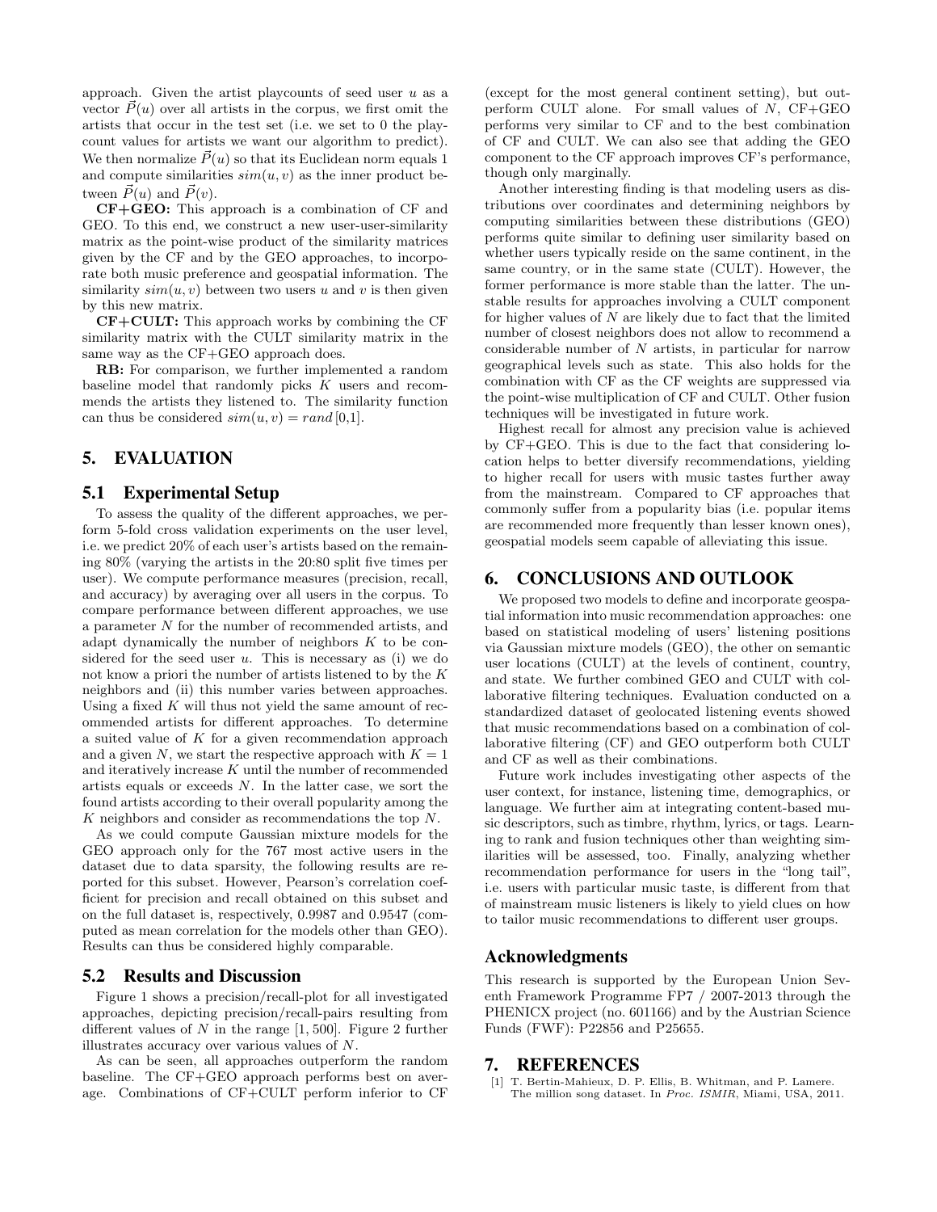approach. Given the artist playcounts of seed user $u$ as a vector $\vec{P}(u)$ over all artists in the corpus, we first omit the artists that occur in the test set (i.e. we set to 0 the playcount values for artists we want our algorithm to predict). We then normalize $\vec{P}(u)$ so that its Euclidean norm equals 1 and compute similarities $sim(u, v)$ as the inner product between $\vec{P}(u)$ and $\vec{P}(v)$.

**CF+GEO:** This approach is a combination of CF and GEO. To this end, we construct a new user-user-similarity matrix as the point-wise product of the similarity matrices given by the CF and by the GEO approaches, to incorporate both music preference and geospatial information. The similarity $sim(u, v)$ between two users $u$ and $v$ is then given by this new matrix.

**CF+CULT:** This approach works by combining the CF similarity matrix with the CULT similarity matrix in the same way as the CF+GEO approach does.

**RB:** For comparison, we further implemented a random baseline model that randomly picks $K$ users and recommends the artists they listened to. The similarity function can thus be considered $sim(u, v) = rand\,[0,1]$.

## 5. EVALUATION

### 5.1 Experimental Setup

To assess the quality of the different approaches, we perform 5-fold cross validation experiments on the user level, i.e. we predict 20% of each user's artists based on the remaining 80% (varying the artists in the 20:80 split five times per user). We compute performance measures (precision, recall, and accuracy) by averaging over all users in the corpus. To compare performance between different approaches, we use a parameter $N$ for the number of recommended artists, and adapt dynamically the number of neighbors $K$ to be considered for the seed user $u$. This is necessary as (i) we do not know a priori the number of artists listened to by the $K$ neighbors and (ii) this number varies between approaches. Using a fixed $K$ will thus not yield the same amount of recommended artists for different approaches. To determine a suited value of $K$ for a given recommendation approach and a given $N$, we start the respective approach with $K = 1$ and iteratively increase $K$ until the number of recommended artists equals or exceeds $N$. In the latter case, we sort the found artists according to their overall popularity among the $K$ neighbors and consider as recommendations the top $N$.

As we could compute Gaussian mixture models for the GEO approach only for the 767 most active users in the dataset due to data sparsity, the following results are reported for this subset. However, Pearson's correlation coefficient for precision and recall obtained on this subset and on the full dataset is, respectively, 0.9987 and 0.9547 (computed as mean correlation for the models other than GEO). Results can thus be considered highly comparable.

### 5.2 Results and Discussion

Figure 1 shows a precision/recall-plot for all investigated approaches, depicting precision/recall-pairs resulting from different values of $N$ in the range [1, 500]. Figure 2 further illustrates accuracy over various values of $N$.

As can be seen, all approaches outperform the random baseline. The CF+GEO approach performs best on average. Combinations of CF+CULT perform inferior to CF (except for the most general continent setting), but outperform CULT alone. For small values of $N$, CF+GEO performs very similar to CF and to the best combination of CF and CULT. We can also see that adding the GEO component to the CF approach improves CF's performance, though only marginally.

Another interesting finding is that modeling users as distributions over coordinates and determining neighbors by computing similarities between these distributions (GEO) performs quite similar to defining user similarity based on whether users typically reside on the same continent, in the same country, or in the same state (CULT). However, the former performance is more stable than the latter. The unstable results for approaches involving a CULT component for higher values of $N$ are likely due to fact that the limited number of closest neighbors does not allow to recommend a considerable number of $N$ artists, in particular for narrow geographical levels such as state. This also holds for the combination with CF as the CF weights are suppressed via the point-wise multiplication of CF and CULT. Other fusion techniques will be investigated in future work.

Highest recall for almost any precision value is achieved by CF+GEO. This is due to the fact that considering location helps to better diversify recommendations, yielding to higher recall for users with music tastes further away from the mainstream. Compared to CF approaches that commonly suffer from a popularity bias (i.e. popular items are recommended more frequently than lesser known ones), geospatial models seem capable of alleviating this issue.

## 6. CONCLUSIONS AND OUTLOOK

We proposed two models to define and incorporate geospatial information into music recommendation approaches: one based on statistical modeling of users' listening positions via Gaussian mixture models (GEO), the other on semantic user locations (CULT) at the levels of continent, country, and state. We further combined GEO and CULT with collaborative filtering techniques. Evaluation conducted on a standardized dataset of geolocated listening events showed that music recommendations based on a combination of collaborative filtering (CF) and GEO outperform both CULT and CF as well as their combinations.

Future work includes investigating other aspects of the user context, for instance, listening time, demographics, or language. We further aim at integrating content-based music descriptors, such as timbre, rhythm, lyrics, or tags. Learning to rank and fusion techniques other than weighting similarities will be assessed, too. Finally, analyzing whether recommendation performance for users in the "long tail", i.e. users with particular music taste, is different from that of mainstream music listeners is likely to yield clues on how to tailor music recommendations to different user groups.

## Acknowledgments

This research is supported by the European Union Seventh Framework Programme FP7 / 2007-2013 through the PHENICX project (no. 601166) and by the Austrian Science Funds (FWF): P22856 and P25655.

## 7. REFERENCES

[1] T. Bertin-Mahieux, D. P. Ellis, B. Whitman, and P. Lamere. The million song dataset. In *Proc. ISMIR*, Miami, USA, 2011.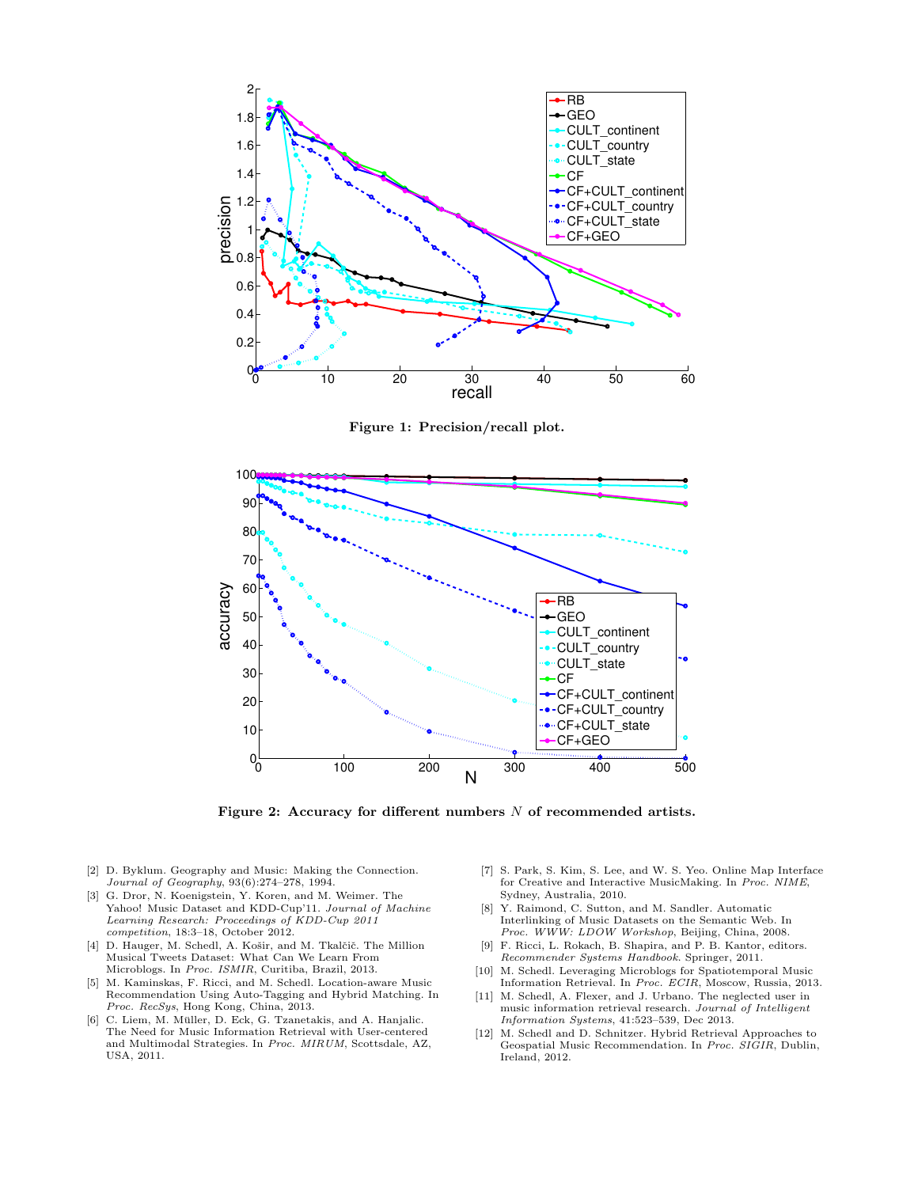2
1.8
1.6
1.4
1.2
1
0.8
0.6
0.4
0.2
0
precision
0 10 20 30 40 50 60
recall

RB
GEO
CULT_continent
CULT_country
CULT_state
CF
CF+CULT_continent
CF+CULT_country
CF+CULT_state
CF+GEO

**Figure 1: Precision/recall plot.**

100
90
80
70
60
50
40
30
20
10
0
accuracy
0 100 200 300 400 500
N

RB
GEO
CULT_continent
CULT_country
CULT_state
CF
CF+CULT_continent
CF+CULT_country
CF+CULT_state
CF+GEO

**Figure 2: Accuracy for different numbers $N$ of recommended artists.**

[2] D. Byklum. Geography and Music: Making the Connection. *Journal of Geography*, 93(6):274–278, 1994.

[3] G. Dror, N. Koenigstein, Y. Koren, and M. Weimer. The Yahoo! Music Dataset and KDD-Cup'11. *Journal of Machine Learning Research: Proceedings of KDD-Cup 2011 competition*, 18:3–18, October 2012.

[4] D. Hauger, M. Schedl, A. Košir, and M. Tkalčič. The Million Musical Tweets Dataset: What Can We Learn From Microblogs. In *Proc. ISMIR*, Curitiba, Brazil, 2013.

[5] M. Kaminskas, F. Ricci, and M. Schedl. Location-aware Music Recommendation Using Auto-Tagging and Hybrid Matching. In *Proc. RecSys*, Hong Kong, China, 2013.

[6] C. Liem, M. Müller, D. Eck, G. Tzanetakis, and A. Hanjalic. The Need for Music Information Retrieval with User-centered and Multimodal Strategies. In *Proc. MIRUM*, Scottsdale, AZ, USA, 2011.

[7] S. Park, S. Kim, S. Lee, and W. S. Yeo. Online Map Interface for Creative and Interactive MusicMaking. In *Proc. NIME*, Sydney, Australia, 2010.

[8] Y. Raimond, C. Sutton, and M. Sandler. Automatic Interlinking of Music Datasets on the Semantic Web. In *Proc. WWW: LDOW Workshop*, Beijing, China, 2008.

[9] F. Ricci, L. Rokach, B. Shapira, and P. B. Kantor, editors. *Recommender Systems Handbook*. Springer, 2011.

[10] M. Schedl. Leveraging Microblogs for Spatiotemporal Music Information Retrieval. In *Proc. ECIR*, Moscow, Russia, 2013.

[11] M. Schedl, A. Flexer, and J. Urbano. The neglected user in music information retrieval research. *Journal of Intelligent Information Systems*, 41:523–539, Dec 2013.

[12] M. Schedl and D. Schnitzer. Hybrid Retrieval Approaches to Geospatial Music Recommendation. In *Proc. SIGIR*, Dublin, Ireland, 2012.